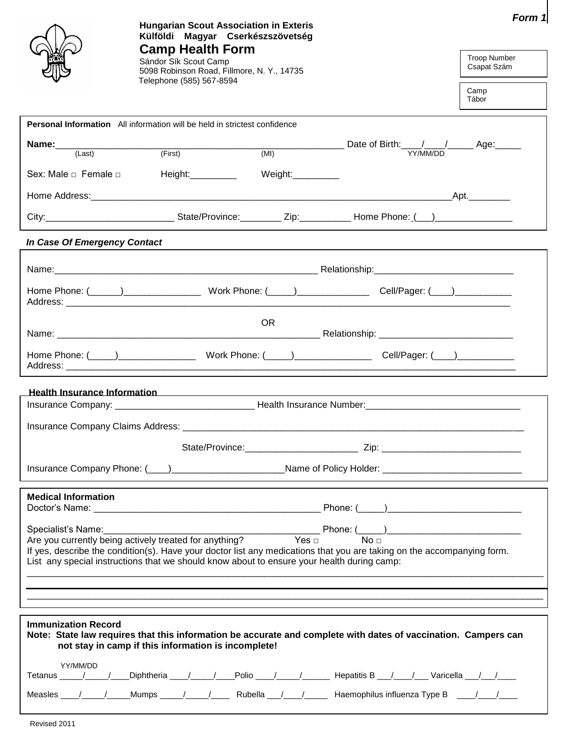**Form 1**

**Hungarian Scout Association in Exteris**
**Külföldi Magyar Cserkészszövetség**

# Camp Health Form

Sándor Sík Scout Camp
5098 Robinson Road, Fillmore, N. Y., 14735
Telephone (585) 567-8594

Troop Number
Csapat Szám

Camp
Tábor

**Personal Information** All information will be held in strictest confidence

**Name:**_______________________________________________________ Date of Birth:____/____/_____ Age:_____
(Last) (First) (MI) YY/MM/DD

Sex: Male □ Female □ Height:_________ Weight:_________

Home Address:______________________________________________________________________Apt.________

City:________________________ State/Province:________ Zip:__________ Home Phone: (___)_______________

***In Case Of Emergency Contact***

Name:__________________________________________________ Relationship:___________________________

Home Phone: (______)_______________ Work Phone: (_____)______________ Cell/Pager: (____)___________
Address: _____________________________________________________________________________________

OR

Name: _________________________________________________ Relationship: __________________________

Home Phone: (_____)_______________ Work Phone: (_____)_______________ Cell/Pager: (____)___________
Address: _____________________________________________________________________________________

**Health Insurance Information**

Insurance Company: ___________________________ Health Insurance Number:______________________________

Insurance Company Claims Address: ____________________________________________________________________

State/Province:______________________ Zip: ___________________________

Insurance Company Phone: (____)_____________________Name of Policy Holder: ___________________________

**Medical Information**
Doctor's Name: ___________________________________________ Phone: (_____)__________________________

Specialist's Name:_________________________________________ Phone: (_____)__________________________
Are you currently being actively treated for anything? Yes □ No □
If yes, describe the condition(s). Have your doctor list any medications that you are taking on the accompanying form.
List any special instructions that we should know about to ensure your health during camp:
_____________________________________________________________________________________________

_____________________________________________________________________________________________

**Immunization Record**
**Note: State law requires that this information be accurate and complete with dates of vaccination. Campers can not stay in camp if this information is incomplete!**

YY/MM/DD
Tetanus _____/_____/____Diphtheria ____/_____/____Polio ____/_____/______ Hepatitis B ___/____/___ Varicella ___/___/____

Measles ____/_____/_____Mumps _____/_____/____ Rubella ___/____/_____ Haemophilus influenza Type B ____/____/____

Revised 2011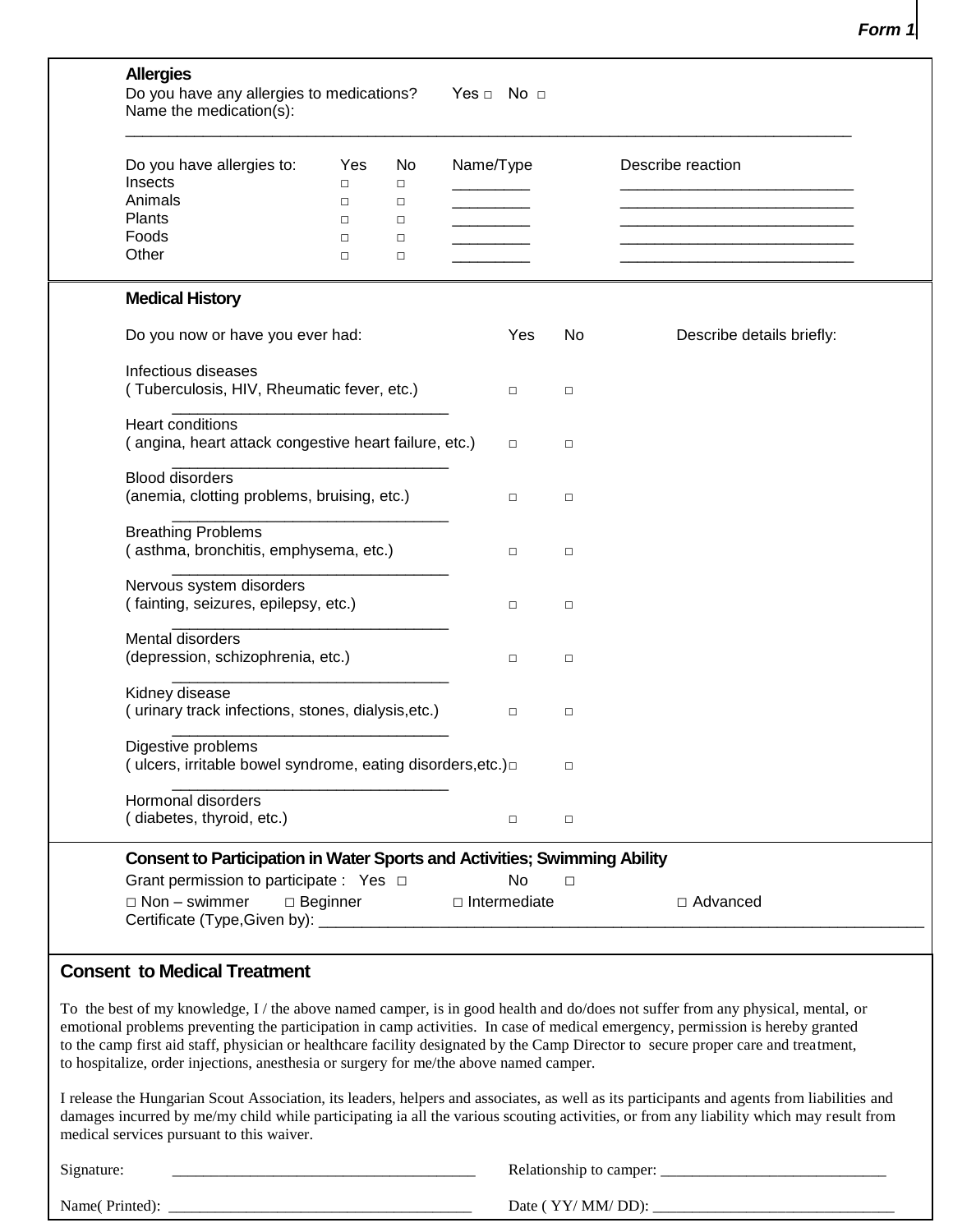*Form 1*

**Allergies**

Do you have any allergies to medications? Yes □ No □

Name the medication(s):

_______________________________________________________________________________________

| Do you have allergies to: | Yes | No | Name/Type | Describe reaction |
|---|---|---|---|---|
| Insects | □ | □ | _________ | ___________________________ |
| Animals | □ | □ | _________ | ___________________________ |
| Plants | □ | □ | _________ | ___________________________ |
| Foods | □ | □ | _________ | ___________________________ |
| Other | □ | □ | _________ | ___________________________ |

**Medical History**

| Do you now or have you ever had: | Yes | No | Describe details briefly: |
|---|---|---|---|
| Infectious diseases ( Tuberculosis, HIV, Rheumatic fever, etc.) | □ | □ | |
| _______________________________ Heart conditions ( angina, heart attack congestive heart failure, etc.) | □ | □ | |
| _______________________________ Blood disorders (anemia, clotting problems, bruising, etc.) | □ | □ | |
| _______________________________ Breathing Problems ( asthma, bronchitis, emphysema, etc.) | □ | □ | |
| _______________________________ Nervous system disorders ( fainting, seizures, epilepsy, etc.) | □ | □ | |
| _______________________________ Mental disorders (depression, schizophrenia, etc.) | □ | □ | |
| _______________________________ Kidney disease ( urinary track infections, stones, dialysis,etc.) | □ | □ | |
| _______________________________ Digestive problems ( ulcers, irritable bowel syndrome, eating disorders,etc.) | □ | □ | |
| _______________________________ Hormonal disorders ( diabetes, thyroid, etc.) | □ | □ | |

**Consent to Participation in Water Sports and Activities; Swimming Ability**

Grant permission to participate : Yes □ No □

□ Non – swimmer □ Beginner □ Intermediate □ Advanced

Certificate (Type,Given by): _______________________________________________________________________

## Consent to Medical Treatment

To the best of my knowledge, I / the above named camper, is in good health and do/does not suffer from any physical, mental, or emotional problems preventing the participation in camp activities. In case of medical emergency, permission is hereby granted to the camp first aid staff, physician or healthcare facility designated by the Camp Director to secure proper care and treatment, to hospitalize, order injections, anesthesia or surgery for me/the above named camper.

I release the Hungarian Scout Association, its leaders, helpers and associates, as well as its participants and agents from liabilities and damages incurred by me/my child while participating ia all the various scouting activities, or from any liability which may result from medical services pursuant to this waiver.

Signature: _______________________________________ Relationship to camper: _____________________________

Name( Printed): _______________________________________ Date ( YY/ MM/ DD): _______________________________